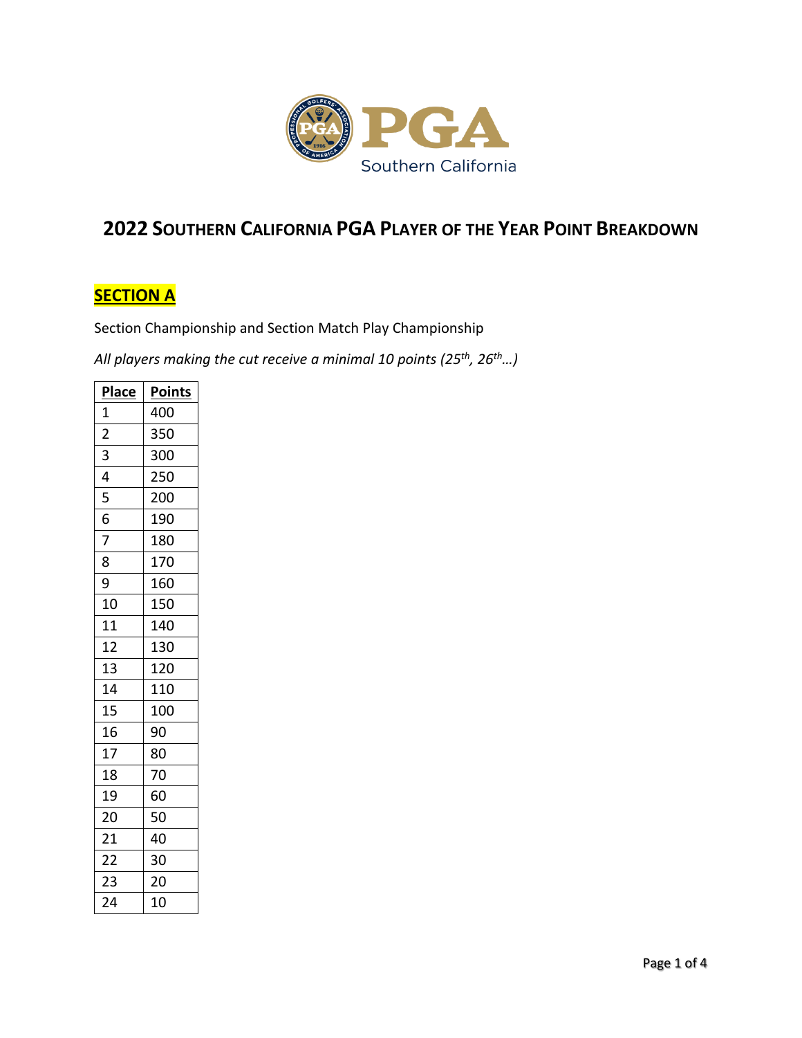# 2022 Southern California PGA Player of the Year Point Breakdown

## SECTION A

Section Championship and Section Match Play Championship

*All players making the cut receive a minimal 10 points (25th, 26th…)*

| Place | Points |
|---|---|
| 1 | 400 |
| 2 | 350 |
| 3 | 300 |
| 4 | 250 |
| 5 | 200 |
| 6 | 190 |
| 7 | 180 |
| 8 | 170 |
| 9 | 160 |
| 10 | 150 |
| 11 | 140 |
| 12 | 130 |
| 13 | 120 |
| 14 | 110 |
| 15 | 100 |
| 16 | 90 |
| 17 | 80 |
| 18 | 70 |
| 19 | 60 |
| 20 | 50 |
| 21 | 40 |
| 22 | 30 |
| 23 | 20 |
| 24 | 10 |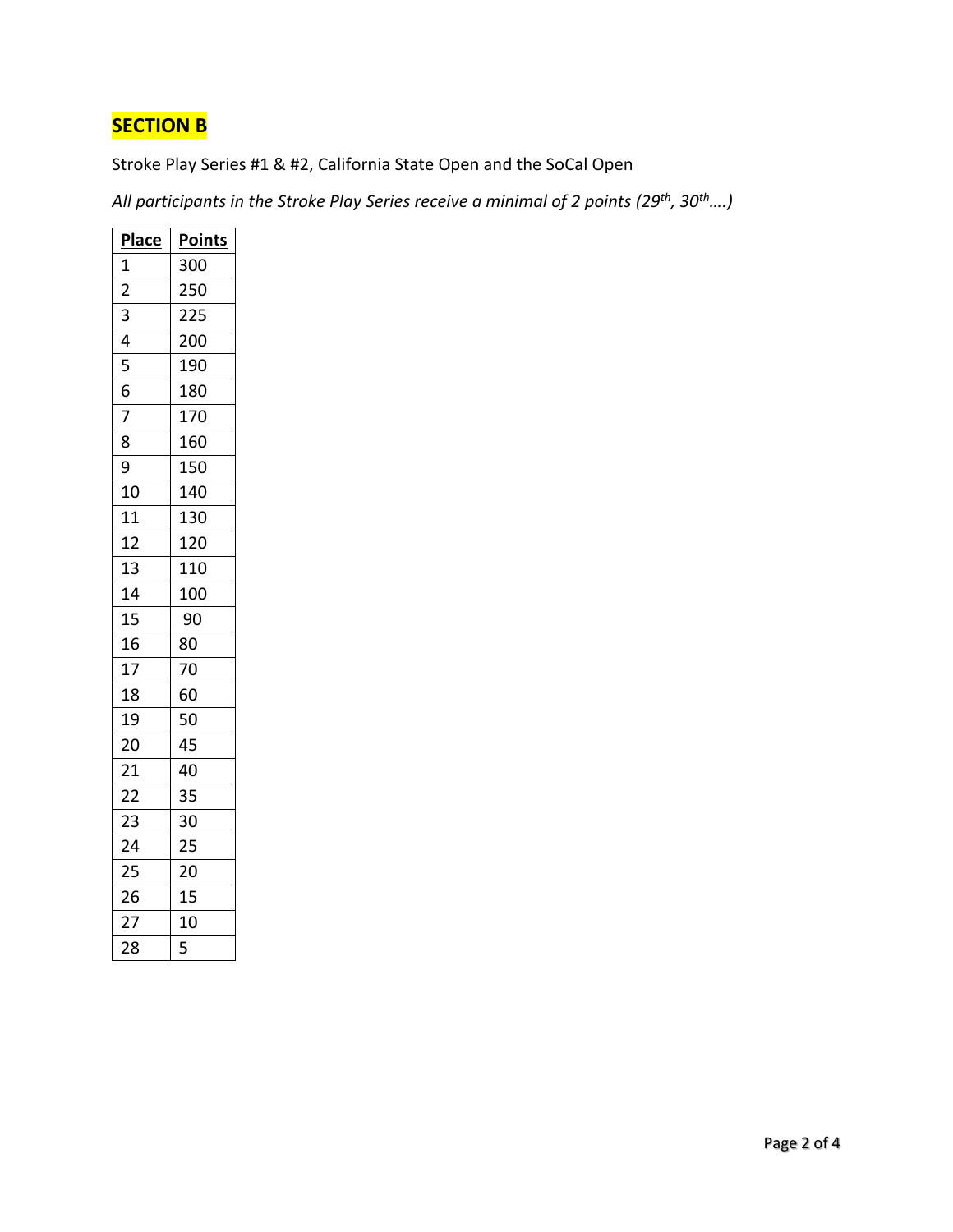## SECTION B

Stroke Play Series #1 & #2, California State Open and the SoCal Open

*All participants in the Stroke Play Series receive a minimal of 2 points (29th, 30th….)*

| Place | Points |
|---|---|
| 1 | 300 |
| 2 | 250 |
| 3 | 225 |
| 4 | 200 |
| 5 | 190 |
| 6 | 180 |
| 7 | 170 |
| 8 | 160 |
| 9 | 150 |
| 10 | 140 |
| 11 | 130 |
| 12 | 120 |
| 13 | 110 |
| 14 | 100 |
| 15 | 90 |
| 16 | 80 |
| 17 | 70 |
| 18 | 60 |
| 19 | 50 |
| 20 | 45 |
| 21 | 40 |
| 22 | 35 |
| 23 | 30 |
| 24 | 25 |
| 25 | 20 |
| 26 | 15 |
| 27 | 10 |
| 28 | 5 |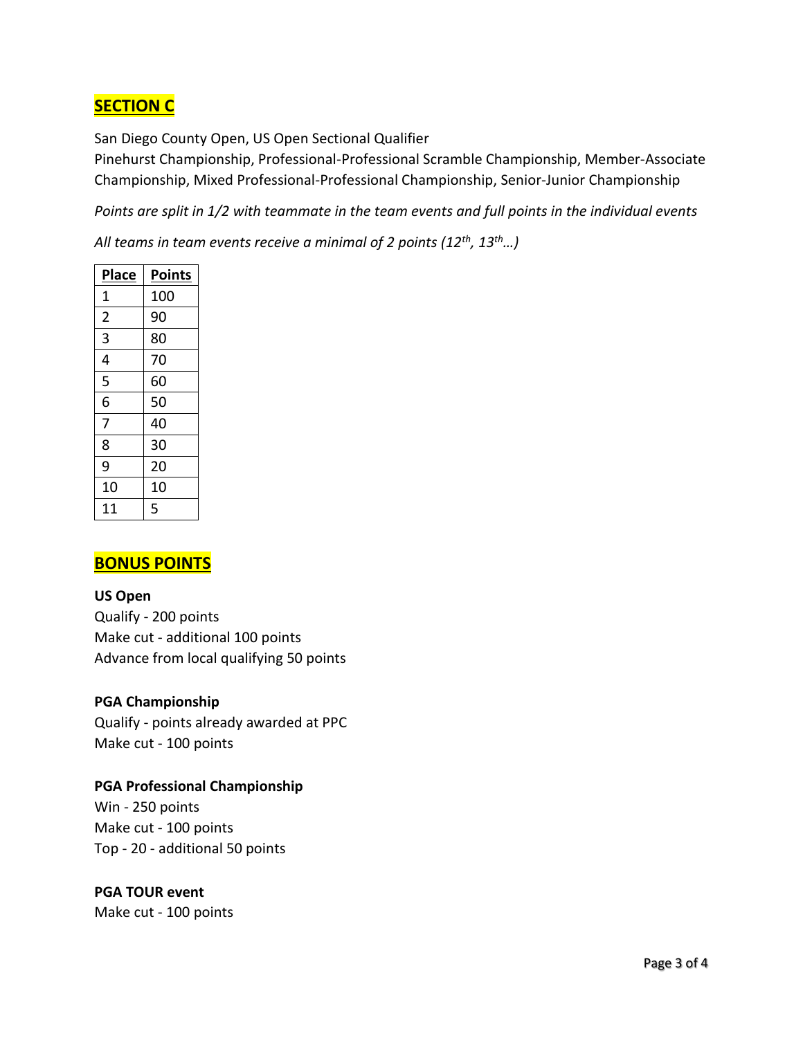## SECTION C

San Diego County Open, US Open Sectional Qualifier
Pinehurst Championship, Professional-Professional Scramble Championship, Member-Associate Championship, Mixed Professional-Professional Championship, Senior-Junior Championship

*Points are split in 1/2 with teammate in the team events and full points in the individual events*

*All teams in team events receive a minimal of 2 points (12th, 13th…)*

| Place | Points |
| --- | --- |
| 1 | 100 |
| 2 | 90 |
| 3 | 80 |
| 4 | 70 |
| 5 | 60 |
| 6 | 50 |
| 7 | 40 |
| 8 | 30 |
| 9 | 20 |
| 10 | 10 |
| 11 | 5 |

## BONUS POINTS

**US Open**
Qualify - 200 points
Make cut - additional 100 points
Advance from local qualifying 50 points

**PGA Championship**
Qualify - points already awarded at PPC
Make cut - 100 points

**PGA Professional Championship**
Win - 250 points
Make cut - 100 points
Top - 20 - additional 50 points

**PGA TOUR event**
Make cut - 100 points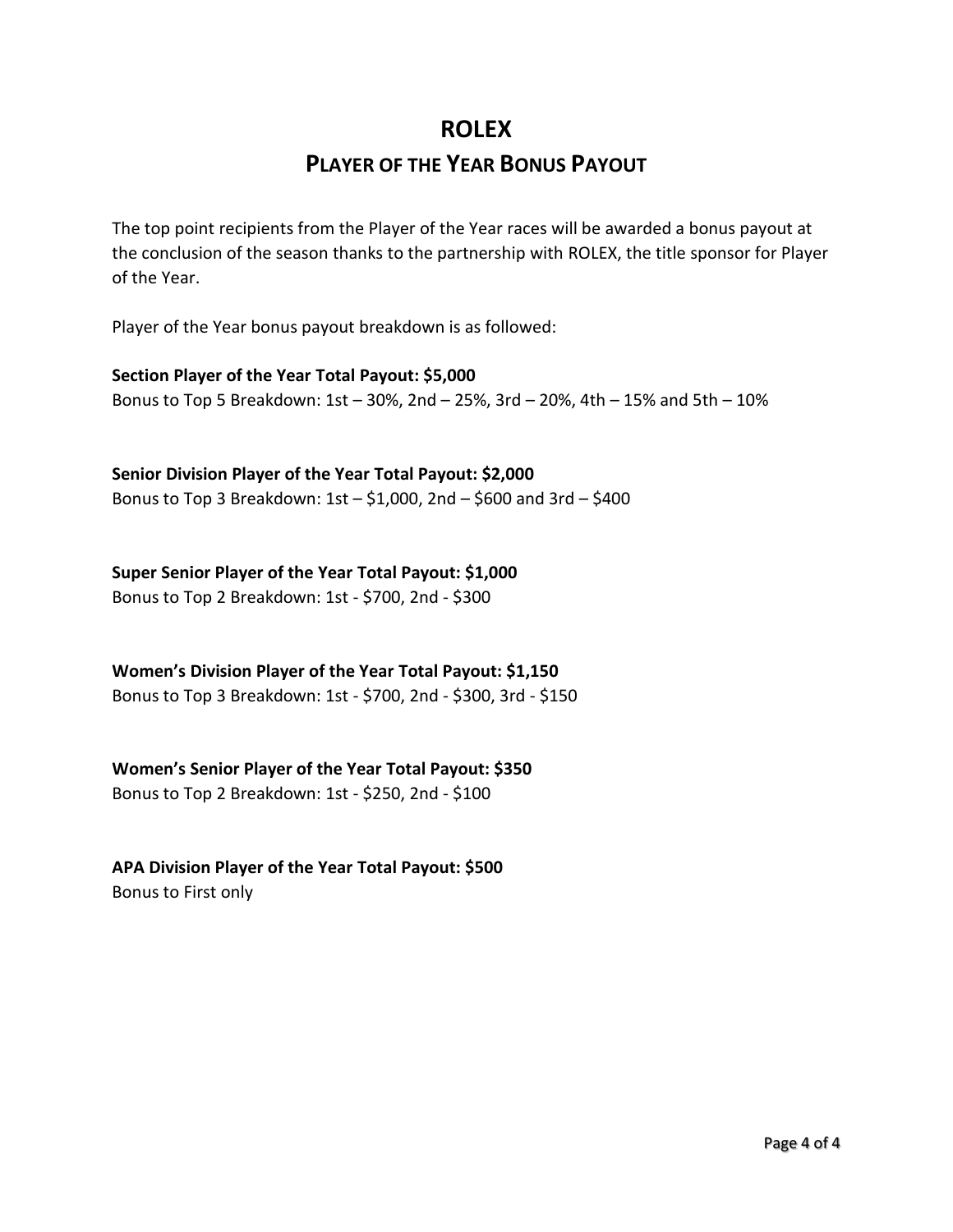# ROLEX

## Player of the Year Bonus Payout

The top point recipients from the Player of the Year races will be awarded a bonus payout at the conclusion of the season thanks to the partnership with ROLEX, the title sponsor for Player of the Year.

Player of the Year bonus payout breakdown is as followed:

**Section Player of the Year Total Payout: $5,000**
Bonus to Top 5 Breakdown: 1st – 30%, 2nd – 25%, 3rd – 20%, 4th – 15% and 5th – 10%

**Senior Division Player of the Year Total Payout: $2,000**
Bonus to Top 3 Breakdown: 1st – $1,000, 2nd – $600 and 3rd – $400

**Super Senior Player of the Year Total Payout: $1,000**
Bonus to Top 2 Breakdown: 1st - $700, 2nd - $300

**Women's Division Player of the Year Total Payout: $1,150**
Bonus to Top 3 Breakdown: 1st - $700, 2nd - $300, 3rd - $150

**Women's Senior Player of the Year Total Payout: $350**
Bonus to Top 2 Breakdown: 1st - $250, 2nd - $100

**APA Division Player of the Year Total Payout: $500**
Bonus to First only